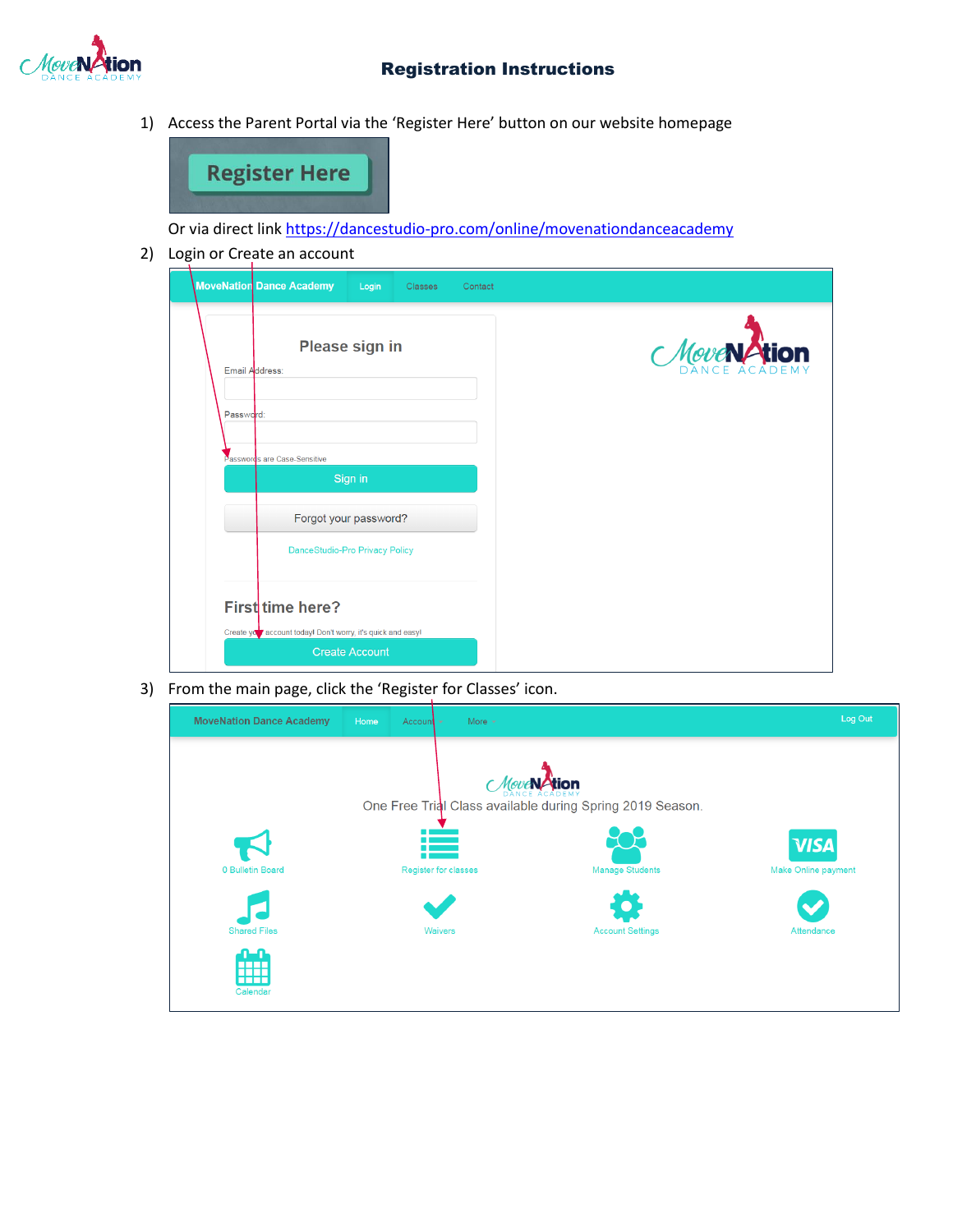# Registration Instructions

1) Access the Parent Portal via the 'Register Here' button on our website homepage

   Register Here

   Or via direct link https://dancestudio-pro.com/online/movenationdanceacademy

2) Login or Create an account

   MoveNation Dance Academy | Login | Classes | Contact

   Please sign in

   Email Address:

   Password:

   Passwords are Case-Sensitive

   Sign in

   Forgot your password?

   DanceStudio-Pro Privacy Policy

   First time here?

   Create your account today! Don't worry, it's quick and easy!

   Create Account

3) From the main page, click the 'Register for Classes' icon.

   MoveNation Dance Academy | Home | Account | More | Log Out

   One Free Trial Class available during Spring 2019 Season.

   0 Bulletin Board | Register for classes | Manage Students | Make Online payment

   Shared Files | Waivers | Account Settings | Attendance

   Calendar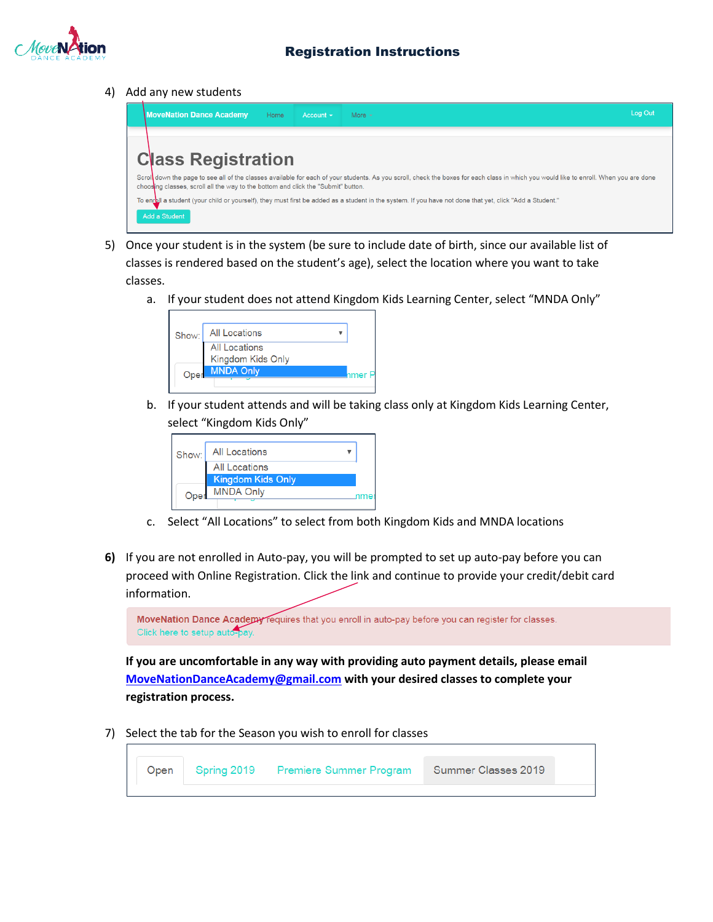## Registration Instructions

4) Add any new students

MoveNation Dance Academy | Home | Account | More | Log Out

**Class Registration**

Scroll down the page to see all of the classes available for each of your students. As you scroll, check the boxes for each class in which you would like to enroll. When you are done choosing classes, scroll all the way to the bottom and click the "Submit" button.

To enroll a student (your child or yourself), they must first be added as a student in the system. If you have not done that yet, click "Add a Student."

Add a Student

5) Once your student is in the system (be sure to include date of birth, since our available list of classes is rendered based on the student's age), select the location where you want to take classes.

   a. If your student does not attend Kingdom Kids Learning Center, select "MNDA Only"

   Show: All Locations
   - All Locations
   - Kingdom Kids Only
   - MNDA Only

   b. If your student attends and will be taking class only at Kingdom Kids Learning Center, select "Kingdom Kids Only"

   Show: All Locations
   - All Locations
   - Kingdom Kids Only
   - MNDA Only

   c. Select "All Locations" to select from both Kingdom Kids and MNDA locations

**6)** If you are not enrolled in Auto-pay, you will be prompted to set up auto-pay before you can proceed with Online Registration. Click the link and continue to provide your credit/debit card information.

MoveNation Dance Academy requires that you enroll in auto-pay before you can register for classes.
Click here to setup auto-pay.

**If you are uncomfortable in any way with providing auto payment details, please email [MoveNationDanceAcademy@gmail.com](mailto:MoveNationDanceAcademy@gmail.com) with your desired classes to complete your registration process.**

7) Select the tab for the Season you wish to enroll for classes

Open | Spring 2019 | Premiere Summer Program | Summer Classes 2019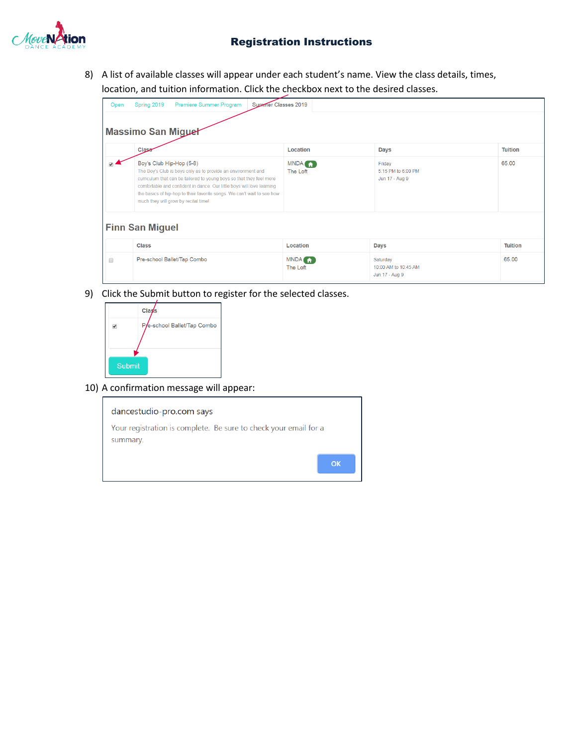# Registration Instructions

8) A list of available classes will appear under each student's name. View the class details, times, location, and tuition information. Click the checkbox next to the desired classes.

Open | Spring 2019 | Premiere Summer Program | Summer Classes 2019

## Massimo San Miguel

| | Class | Location | Days | Tuition |
|---|---|---|---|---|
| ☑ | Boy's Club Hip-Hop (5-8) The Boy's Club is boys only as to provide an environment and curriculum that can be tailored to young boys so that they feel more comfortable and confident in dance. Our little boys will love learning the basics of hip-hop to their favorite songs. We can't wait to see how much they will grow by recital time! | MNDA The Loft | Friday 5:15 PM to 6:00 PM Jun 17 - Aug 9 | 65.00 |

## Finn San Miguel

| | Class | Location | Days | Tuition |
|---|---|---|---|---|
| ☐ | Pre-school Ballet/Tap Combo | MNDA The Loft | Saturday 10:00 AM to 10:45 AM Jun 17 - Aug 9 | 65.00 |

9) Click the Submit button to register for the selected classes.

| | Class |
|---|---|
| ☑ | Pre-school Ballet/Tap Combo |

Submit

10) A confirmation message will appear:

dancestudio-pro.com says

Your registration is complete. Be sure to check your email for a summary.

OK